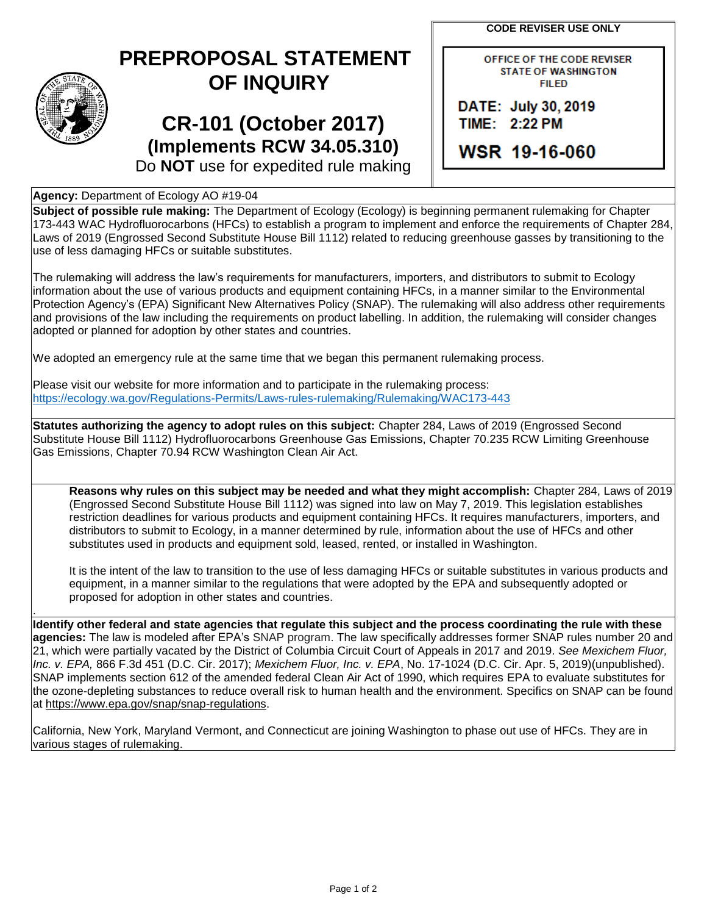# PREPROPOSAL STATEMENT OF INQUIRY

## CR-101 (October 2017)
### (Implements RCW 34.05.310)
Do **NOT** use for expedited rule making

**CODE REVISER USE ONLY**

OFFICE OF THE CODE REVISER
STATE OF WASHINGTON
FILED

DATE: July 30, 2019
TIME: 2:22 PM

WSR 19-16-060

**Agency:** Department of Ecology AO #19-04

**Subject of possible rule making:** The Department of Ecology (Ecology) is beginning permanent rulemaking for Chapter 173-443 WAC Hydrofluorocarbons (HFCs) to establish a program to implement and enforce the requirements of Chapter 284, Laws of 2019 (Engrossed Second Substitute House Bill 1112) related to reducing greenhouse gasses by transitioning to the use of less damaging HFCs or suitable substitutes.

The rulemaking will address the law's requirements for manufacturers, importers, and distributors to submit to Ecology information about the use of various products and equipment containing HFCs, in a manner similar to the Environmental Protection Agency's (EPA) Significant New Alternatives Policy (SNAP). The rulemaking will also address other requirements and provisions of the law including the requirements on product labelling. In addition, the rulemaking will consider changes adopted or planned for adoption by other states and countries.

We adopted an emergency rule at the same time that we began this permanent rulemaking process.

Please visit our website for more information and to participate in the rulemaking process:
https://ecology.wa.gov/Regulations-Permits/Laws-rules-rulemaking/Rulemaking/WAC173-443

**Statutes authorizing the agency to adopt rules on this subject:** Chapter 284, Laws of 2019 (Engrossed Second Substitute House Bill 1112) Hydrofluorocarbons Greenhouse Gas Emissions, Chapter 70.235 RCW Limiting Greenhouse Gas Emissions, Chapter 70.94 RCW Washington Clean Air Act.

**Reasons why rules on this subject may be needed and what they might accomplish:** Chapter 284, Laws of 2019 (Engrossed Second Substitute House Bill 1112) was signed into law on May 7, 2019. This legislation establishes restriction deadlines for various products and equipment containing HFCs. It requires manufacturers, importers, and distributors to submit to Ecology, in a manner determined by rule, information about the use of HFCs and other substitutes used in products and equipment sold, leased, rented, or installed in Washington.

It is the intent of the law to transition to the use of less damaging HFCs or suitable substitutes in various products and equipment, in a manner similar to the regulations that were adopted by the EPA and subsequently adopted or proposed for adoption in other states and countries.

**Identify other federal and state agencies that regulate this subject and the process coordinating the rule with these agencies:** The law is modeled after EPA's SNAP program. The law specifically addresses former SNAP rules number 20 and 21, which were partially vacated by the District of Columbia Circuit Court of Appeals in 2017 and 2019. *See Mexichem Fluor, Inc. v. EPA,* 866 F.3d 451 (D.C. Cir. 2017); *Mexichem Fluor, Inc. v. EPA*, No. 17-1024 (D.C. Cir. Apr. 5, 2019)(unpublished). SNAP implements section 612 of the amended federal Clean Air Act of 1990, which requires EPA to evaluate substitutes for the ozone-depleting substances to reduce overall risk to human health and the environment. Specifics on SNAP can be found at https://www.epa.gov/snap/snap-regulations.

California, New York, Maryland Vermont, and Connecticut are joining Washington to phase out use of HFCs. They are in various stages of rulemaking.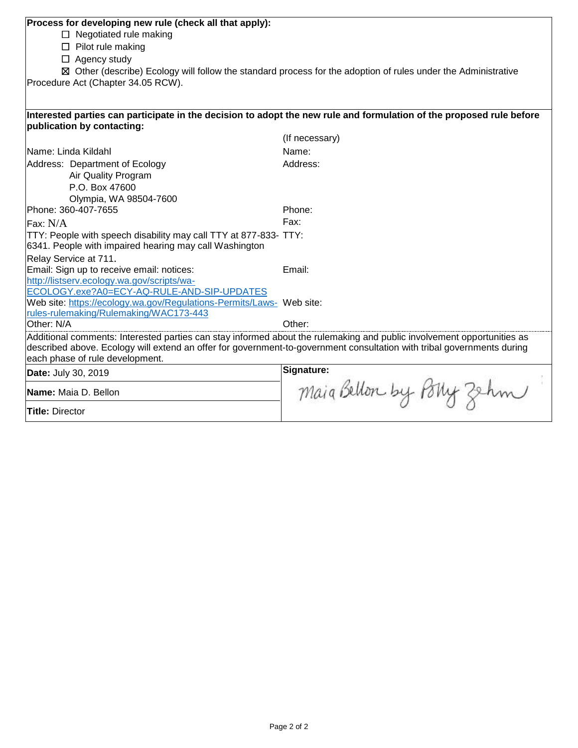**Process for developing new rule (check all that apply):**

- ☐ Negotiated rule making
- ☐ Pilot rule making
- ☐ Agency study
- ☒ Other (describe) Ecology will follow the standard process for the adoption of rules under the Administrative Procedure Act (Chapter 34.05 RCW).

**Interested parties can participate in the decision to adopt the new rule and formulation of the proposed rule before publication by contacting:**

| | (If necessary) |
|---|---|
| Name: Linda Kildahl | Name: |
| Address: Department of Ecology<br>Air Quality Program<br>P.O. Box 47600<br>Olympia, WA 98504-7600 | Address: |
| Phone: 360-407-7655 | Phone: |
| Fax: N/A | Fax: |
| TTY: People with speech disability may call TTY at 877-833-6341. People with impaired hearing may call Washington Relay Service at 711. | TTY: |
| Email: Sign up to receive email: notices: http://listserv.ecology.wa.gov/scripts/wa-ECOLOGY.exe?A0=ECY-AQ-RULE-AND-SIP-UPDATES | Email: |
| Web site: https://ecology.wa.gov/Regulations-Permits/Laws-rules-rulemaking/Rulemaking/WAC173-443 | Web site: |
| Other: N/A | Other: |

Additional comments: Interested parties can stay informed about the rulemaking and public involvement opportunities as described above. Ecology will extend an offer for government-to-government consultation with tribal governments during each phase of rule development.

| | |
|---|---|
| **Date:** July 30, 2019 | **Signature:**<br>Maia Bellon by Polly Zehm |
| **Name:** Maia D. Bellon | |
| **Title:** Director | |